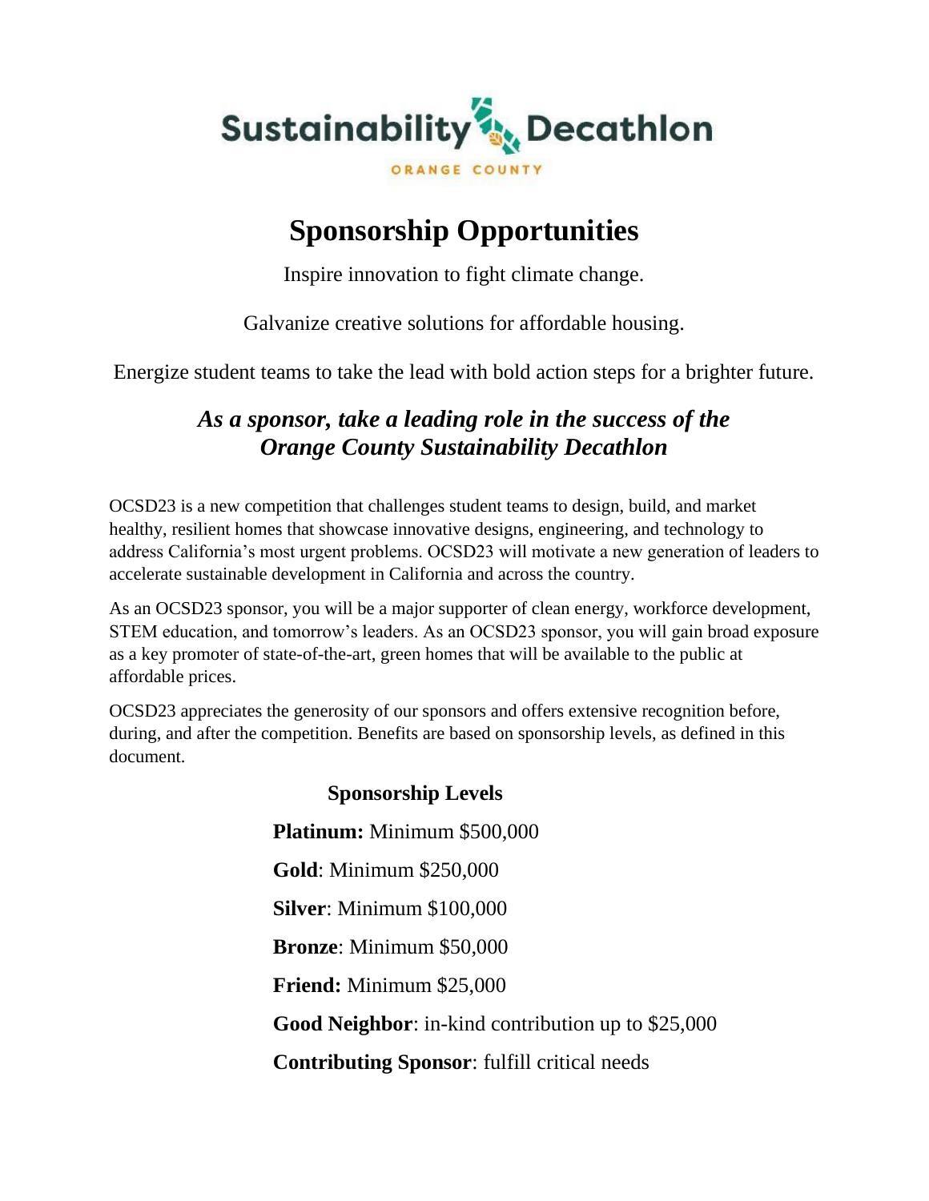Sustainability Decathlon

ORANGE COUNTY

# Sponsorship Opportunities

Inspire innovation to fight climate change.

Galvanize creative solutions for affordable housing.

Energize student teams to take the lead with bold action steps for a brighter future.

## *As a sponsor, take a leading role in the success of the Orange County Sustainability Decathlon*

OCSD23 is a new competition that challenges student teams to design, build, and market healthy, resilient homes that showcase innovative designs, engineering, and technology to address California's most urgent problems. OCSD23 will motivate a new generation of leaders to accelerate sustainable development in California and across the country.

As an OCSD23 sponsor, you will be a major supporter of clean energy, workforce development, STEM education, and tomorrow's leaders. As an OCSD23 sponsor, you will gain broad exposure as a key promoter of state-of-the-art, green homes that will be available to the public at affordable prices.

OCSD23 appreciates the generosity of our sponsors and offers extensive recognition before, during, and after the competition. Benefits are based on sponsorship levels, as defined in this document.

### Sponsorship Levels

**Platinum:** Minimum $500,000

**Gold**: Minimum $250,000

**Silver**: Minimum $100,000

**Bronze**: Minimum $50,000

**Friend:** Minimum $25,000

**Good Neighbor**: in-kind contribution up to $25,000

**Contributing Sponsor**: fulfill critical needs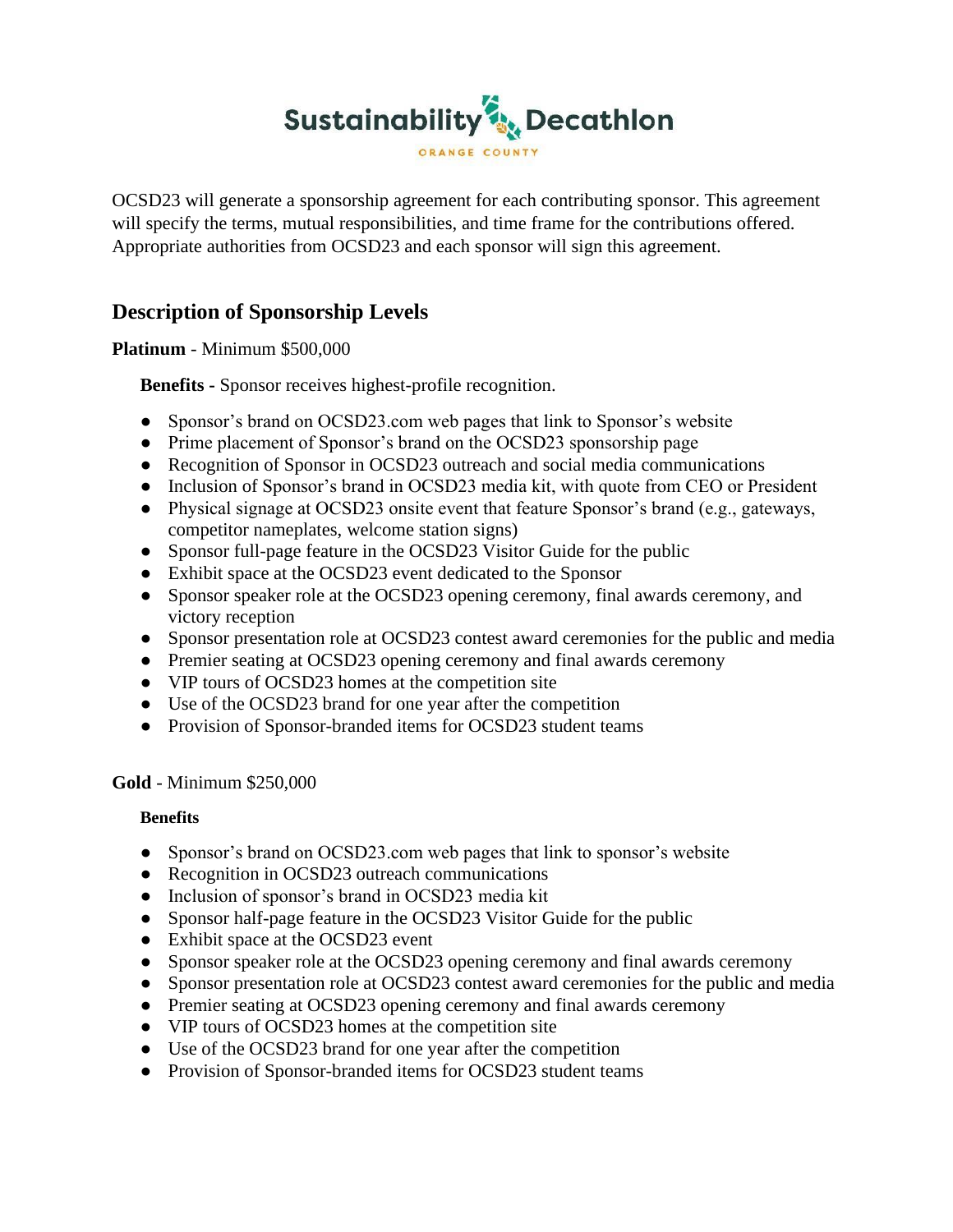OCSD23 will generate a sponsorship agreement for each contributing sponsor. This agreement will specify the terms, mutual responsibilities, and time frame for the contributions offered. Appropriate authorities from OCSD23 and each sponsor will sign this agreement.

## Description of Sponsorship Levels

**Platinum** - Minimum $500,000

**Benefits -** Sponsor receives highest-profile recognition.

- Sponsor's brand on OCSD23.com web pages that link to Sponsor's website
- Prime placement of Sponsor's brand on the OCSD23 sponsorship page
- Recognition of Sponsor in OCSD23 outreach and social media communications
- Inclusion of Sponsor's brand in OCSD23 media kit, with quote from CEO or President
- Physical signage at OCSD23 onsite event that feature Sponsor's brand (e.g., gateways, competitor nameplates, welcome station signs)
- Sponsor full-page feature in the OCSD23 Visitor Guide for the public
- Exhibit space at the OCSD23 event dedicated to the Sponsor
- Sponsor speaker role at the OCSD23 opening ceremony, final awards ceremony, and victory reception
- Sponsor presentation role at OCSD23 contest award ceremonies for the public and media
- Premier seating at OCSD23 opening ceremony and final awards ceremony
- VIP tours of OCSD23 homes at the competition site
- Use of the OCSD23 brand for one year after the competition
- Provision of Sponsor-branded items for OCSD23 student teams

**Gold** - Minimum $250,000

**Benefits**

- Sponsor's brand on OCSD23.com web pages that link to sponsor's website
- Recognition in OCSD23 outreach communications
- Inclusion of sponsor's brand in OCSD23 media kit
- Sponsor half-page feature in the OCSD23 Visitor Guide for the public
- Exhibit space at the OCSD23 event
- Sponsor speaker role at the OCSD23 opening ceremony and final awards ceremony
- Sponsor presentation role at OCSD23 contest award ceremonies for the public and media
- Premier seating at OCSD23 opening ceremony and final awards ceremony
- VIP tours of OCSD23 homes at the competition site
- Use of the OCSD23 brand for one year after the competition
- Provision of Sponsor-branded items for OCSD23 student teams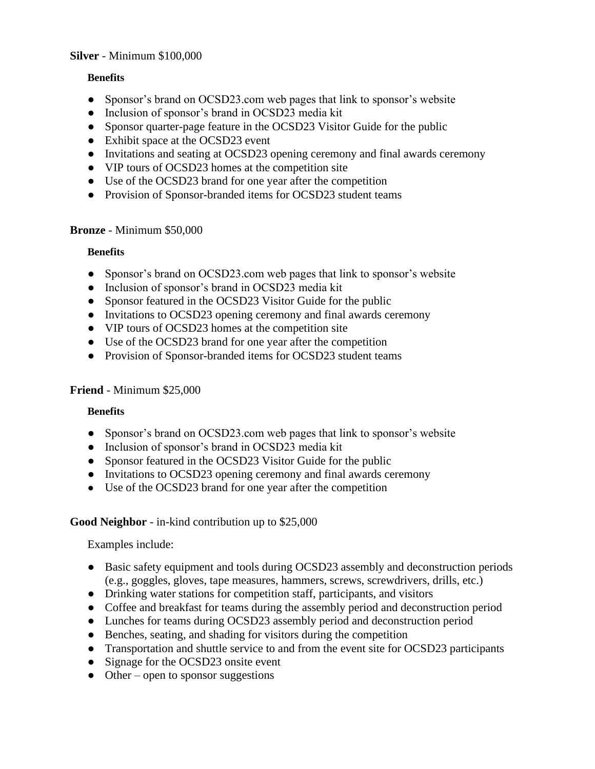**Silver** - Minimum $100,000

**Benefits**

- Sponsor's brand on OCSD23.com web pages that link to sponsor's website
- Inclusion of sponsor's brand in OCSD23 media kit
- Sponsor quarter-page feature in the OCSD23 Visitor Guide for the public
- Exhibit space at the OCSD23 event
- Invitations and seating at OCSD23 opening ceremony and final awards ceremony
- VIP tours of OCSD23 homes at the competition site
- Use of the OCSD23 brand for one year after the competition
- Provision of Sponsor-branded items for OCSD23 student teams

**Bronze** - Minimum $50,000

**Benefits**

- Sponsor's brand on OCSD23.com web pages that link to sponsor's website
- Inclusion of sponsor's brand in OCSD23 media kit
- Sponsor featured in the OCSD23 Visitor Guide for the public
- Invitations to OCSD23 opening ceremony and final awards ceremony
- VIP tours of OCSD23 homes at the competition site
- Use of the OCSD23 brand for one year after the competition
- Provision of Sponsor-branded items for OCSD23 student teams

**Friend** - Minimum $25,000

**Benefits**

- Sponsor's brand on OCSD23.com web pages that link to sponsor's website
- Inclusion of sponsor's brand in OCSD23 media kit
- Sponsor featured in the OCSD23 Visitor Guide for the public
- Invitations to OCSD23 opening ceremony and final awards ceremony
- Use of the OCSD23 brand for one year after the competition

**Good Neighbor** - in-kind contribution up to $25,000

Examples include:

- Basic safety equipment and tools during OCSD23 assembly and deconstruction periods (e.g., goggles, gloves, tape measures, hammers, screws, screwdrivers, drills, etc.)
- Drinking water stations for competition staff, participants, and visitors
- Coffee and breakfast for teams during the assembly period and deconstruction period
- Lunches for teams during OCSD23 assembly period and deconstruction period
- Benches, seating, and shading for visitors during the competition
- Transportation and shuttle service to and from the event site for OCSD23 participants
- Signage for the OCSD23 onsite event
- Other – open to sponsor suggestions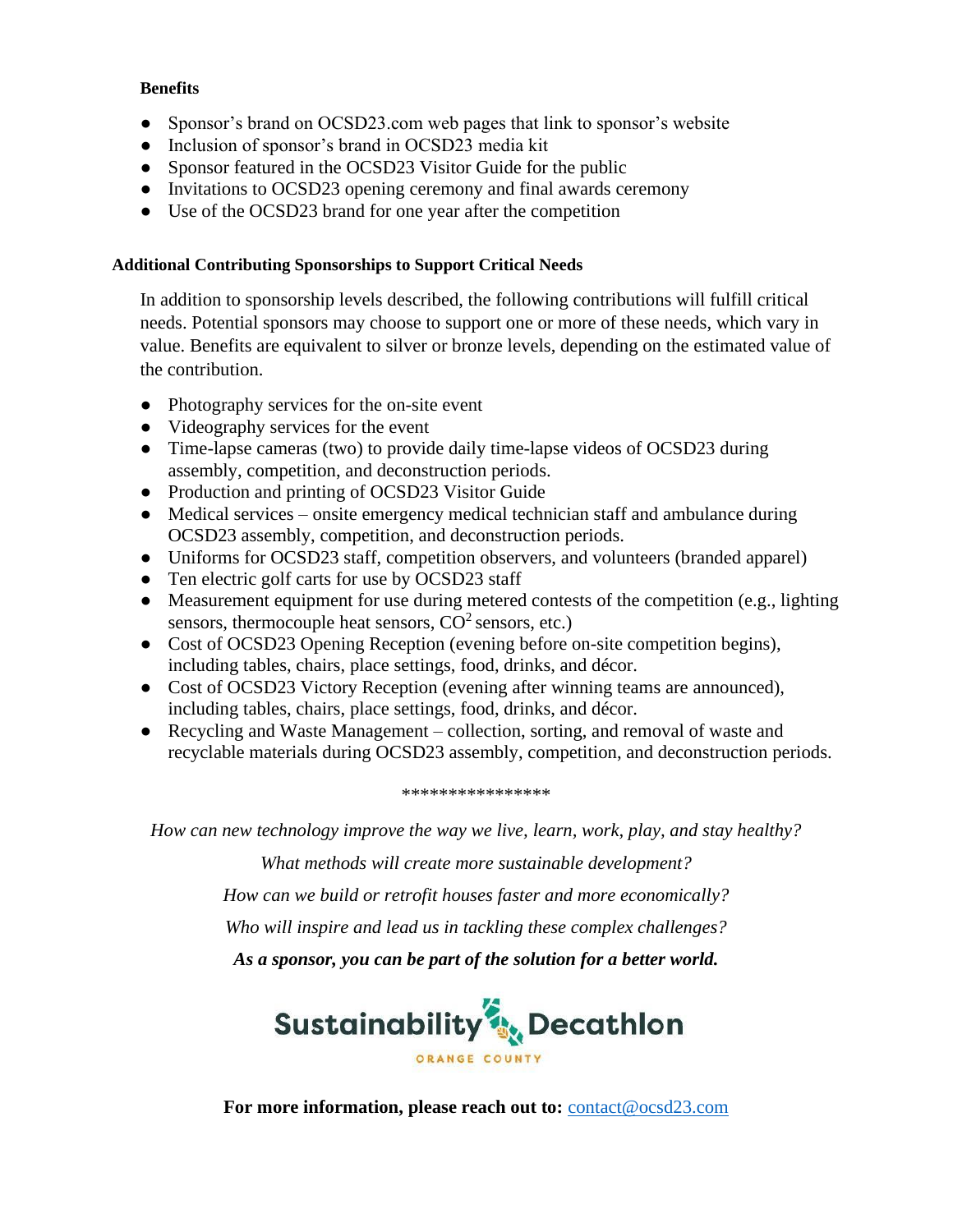**Benefits**

- Sponsor's brand on OCSD23.com web pages that link to sponsor's website
- Inclusion of sponsor's brand in OCSD23 media kit
- Sponsor featured in the OCSD23 Visitor Guide for the public
- Invitations to OCSD23 opening ceremony and final awards ceremony
- Use of the OCSD23 brand for one year after the competition

**Additional Contributing Sponsorships to Support Critical Needs**

In addition to sponsorship levels described, the following contributions will fulfill critical needs. Potential sponsors may choose to support one or more of these needs, which vary in value. Benefits are equivalent to silver or bronze levels, depending on the estimated value of the contribution.

- Photography services for the on-site event
- Videography services for the event
- Time-lapse cameras (two) to provide daily time-lapse videos of OCSD23 during assembly, competition, and deconstruction periods.
- Production and printing of OCSD23 Visitor Guide
- Medical services – onsite emergency medical technician staff and ambulance during OCSD23 assembly, competition, and deconstruction periods.
- Uniforms for OCSD23 staff, competition observers, and volunteers (branded apparel)
- Ten electric golf carts for use by OCSD23 staff
- Measurement equipment for use during metered contests of the competition (e.g., lighting sensors, thermocouple heat sensors, $CO^2$ sensors, etc.)
- Cost of OCSD23 Opening Reception (evening before on-site competition begins), including tables, chairs, place settings, food, drinks, and décor.
- Cost of OCSD23 Victory Reception (evening after winning teams are announced), including tables, chairs, place settings, food, drinks, and décor.
- Recycling and Waste Management – collection, sorting, and removal of waste and recyclable materials during OCSD23 assembly, competition, and deconstruction periods.

****************

*How can new technology improve the way we live, learn, work, play, and stay healthy?*

*What methods will create more sustainable development?*

*How can we build or retrofit houses faster and more economically?*

*Who will inspire and lead us in tackling these complex challenges?*

***As a sponsor, you can be part of the solution for a better world.***

Sustainability Decathlon
ORANGE COUNTY

**For more information, please reach out to:** contact@ocsd23.com